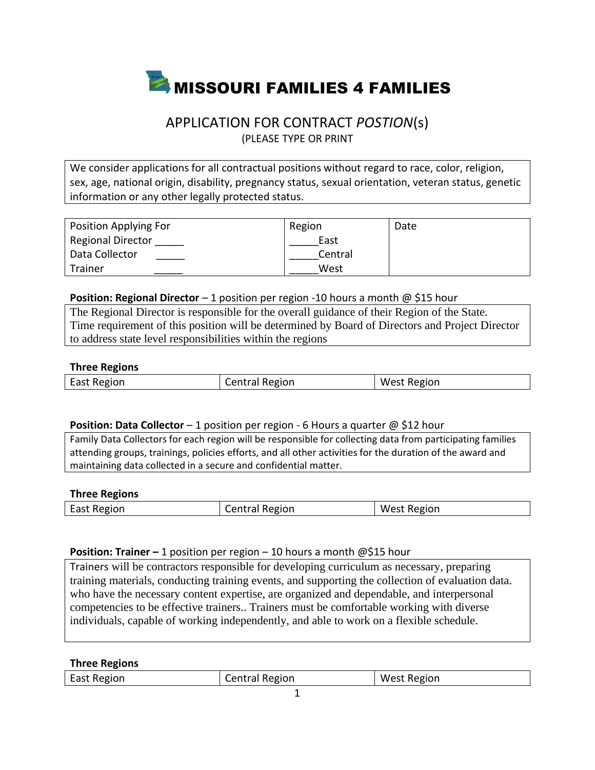# MISSOURI FAMILIES 4 FAMILIES

## APPLICATION FOR CONTRACT *POSTION*(s)

(PLEASE TYPE OR PRINT

| |
|---|
| We consider applications for all contractual positions without regard to race, color, religion, sex, age, national origin, disability, pregnancy status, sexual orientation, veteran status, genetic information or any other legally protected status. |

| Position Applying For | Region | Date |
|---|---|---|
| Regional Director _____<br>Data Collector _____<br>Trainer _____ | _____East<br>_____Central<br>_____West | |

**Position: Regional Director** – 1 position per region -10 hours a month @ $15 hour

| |
|---|
| The Regional Director is responsible for the overall guidance of their Region of the State. Time requirement of this position will be determined by Board of Directors and Project Director to address state level responsibilities within the regions |

**Three Regions**

| | | |
|---|---|---|
| East Region | Central Region | West Region |

**Position: Data Collector** – 1 position per region - 6 Hours a quarter @ $12 hour

| |
|---|
| Family Data Collectors for each region will be responsible for collecting data from participating families attending groups, trainings, policies efforts, and all other activities for the duration of the award and maintaining data collected in a secure and confidential matter. |

**Three Regions**

| | | |
|---|---|---|
| East Region | Central Region | West Region |

**Position: Trainer –** 1 position per region – 10 hours a month @$15 hour

| |
|---|
| Trainers will be contractors responsible for developing curriculum as necessary, preparing training materials, conducting training events, and supporting the collection of evaluation data. who have the necessary content expertise, are organized and dependable, and interpersonal competencies to be effective trainers.. Trainers must be comfortable working with diverse individuals, capable of working independently, and able to work on a flexible schedule. |

**Three Regions**

| | | |
|---|---|---|
| East Region | Central Region | West Region |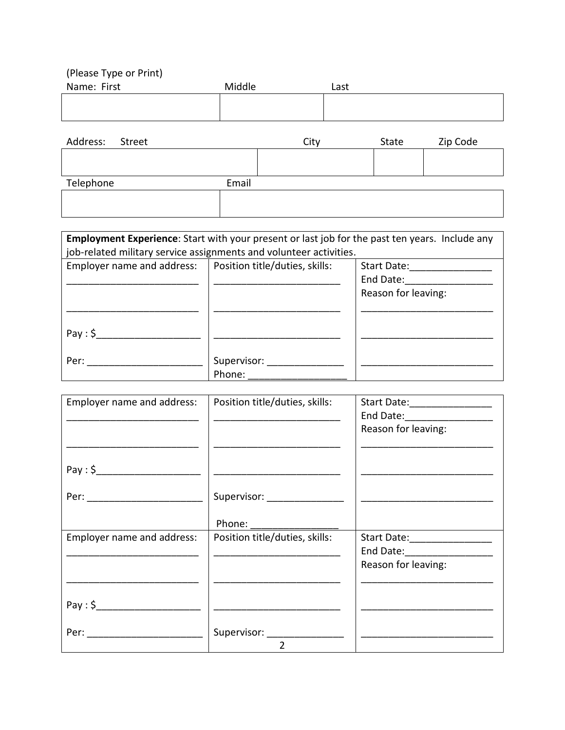(Please Type or Print)

| Name: First | Middle | Last |
|---|---|---|
| | | |

| Address: Street | City | State | Zip Code |
|---|---|---|---|
| | | | |

| Telephone | Email |
|---|---|
| | |

**Employment Experience**: Start with your present or last job for the past ten years. Include any job-related military service assignments and volunteer activities.

| | | |
|---|---|---|
| Employer name and address: _________________________ _________________________ Pay : $___________________ Per: _____________________ | Position title/duties, skills: ________________________ ________________________ ________________________ Supervisor: ______________ Phone: __________________ | Start Date:_______________ End Date:________________ Reason for leaving: _________________________ _________________________ _________________________ |

| | | |
|---|---|---|
| Employer name and address: _________________________ _________________________ Pay : $___________________ Per: _____________________ | Position title/duties, skills: ________________________ ________________________ ________________________ Supervisor: ______________ Phone: ________________ | Start Date:_______________ End Date:________________ Reason for leaving: _________________________ _________________________ _________________________ |
| Employer name and address: _________________________ _________________________ Pay : $___________________ Per: _____________________ | Position title/duties, skills: ________________________ ________________________ ________________________ Supervisor: ______________ | Start Date:_______________ End Date:________________ Reason for leaving: _________________________ _________________________ _________________________ |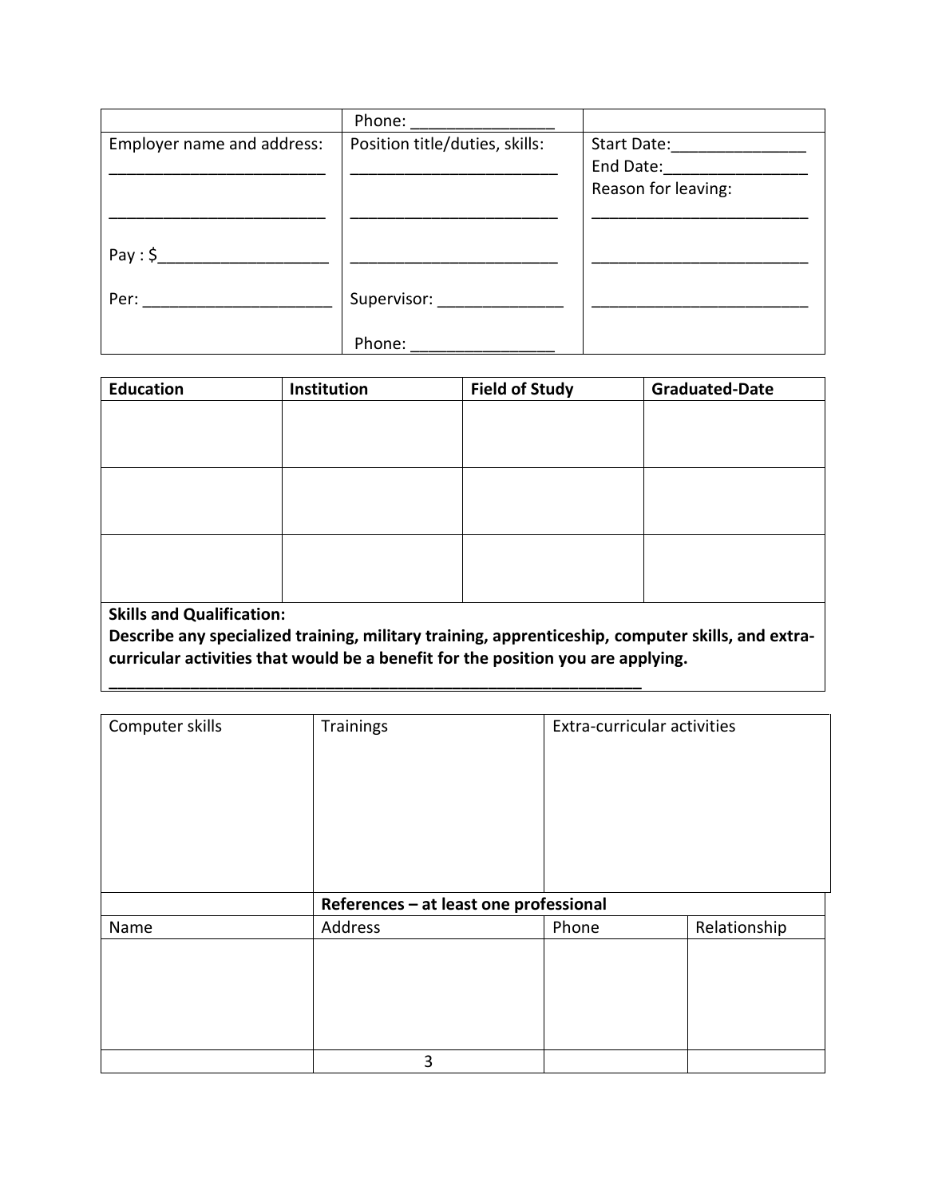| | | |
|---|---|---|
| | Phone: ________________ | |
| Employer name and address:<br>________________________<br><br>________________________<br><br>Pay : $___________________<br><br>Per: _____________________ | Position title/duties, skills:<br>________________________<br><br>________________________<br><br>________________________<br><br>Supervisor: ______________<br><br>Phone: ________________ | Start Date:_______________<br>End Date:________________<br>Reason for leaving:<br>________________________<br><br>________________________<br><br>________________________ |

| **Education** | **Institution** | **Field of Study** | **Graduated-Date** |
|---|---|---|---|
| | | | |
| | | | |
| | | | |

**Skills and Qualification:**
**Describe any specialized training, military training, apprenticeship, computer skills, and extra-curricular activities that would be a benefit for the position you are applying.**
**____________________________________________________________**

| Computer skills | Trainings | Extra-curricular activities |
|---|---|---|
| | | |

| | | | |
|---|---|---|---|
| | **References – at least one professional** | | |
| Name | Address | Phone | Relationship |
| | | | |
| | 3 | | |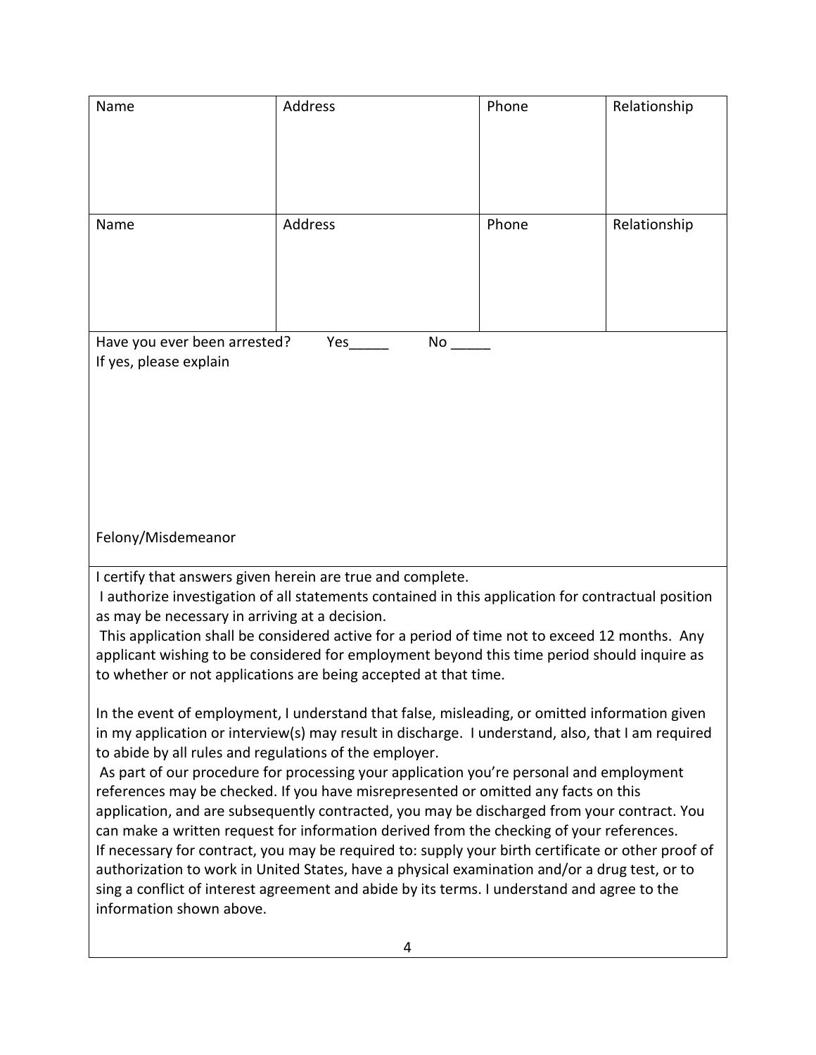| Name | Address | Phone | Relationship |
|---|---|---|---|
| | | | |
| Name | Address | Phone | Relationship |
| | | | |

Have you ever been arrested? Yes_____ No _____

If yes, please explain

Felony/Misdemeanor

I certify that answers given herein are true and complete.

I authorize investigation of all statements contained in this application for contractual position as may be necessary in arriving at a decision.

This application shall be considered active for a period of time not to exceed 12 months. Any applicant wishing to be considered for employment beyond this time period should inquire as to whether or not applications are being accepted at that time.

In the event of employment, I understand that false, misleading, or omitted information given in my application or interview(s) may result in discharge. I understand, also, that I am required to abide by all rules and regulations of the employer.

As part of our procedure for processing your application you're personal and employment references may be checked. If you have misrepresented or omitted any facts on this application, and are subsequently contracted, you may be discharged from your contract. You can make a written request for information derived from the checking of your references.

If necessary for contract, you may be required to: supply your birth certificate or other proof of authorization to work in United States, have a physical examination and/or a drug test, or to sing a conflict of interest agreement and abide by its terms. I understand and agree to the information shown above.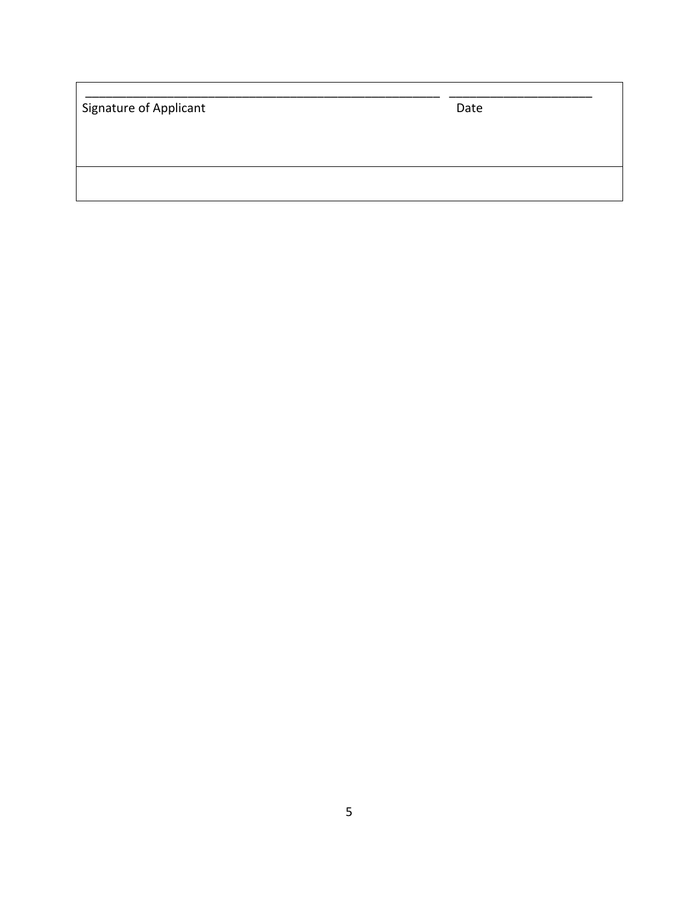| | |
|---|---|
| \_\_\_\_\_\_\_\_\_\_\_\_\_\_\_\_\_\_\_\_\_\_\_\_\_\_\_\_\_\_\_\_\_\_\_\_\_\_\_\_\_\_\_\_\_\_\_\_\_\_\_\_\_\_\_<br>Signature of Applicant | \_\_\_\_\_\_\_\_\_\_\_\_\_\_\_\_\_\_\_\_\_\_<br>Date |
| | |